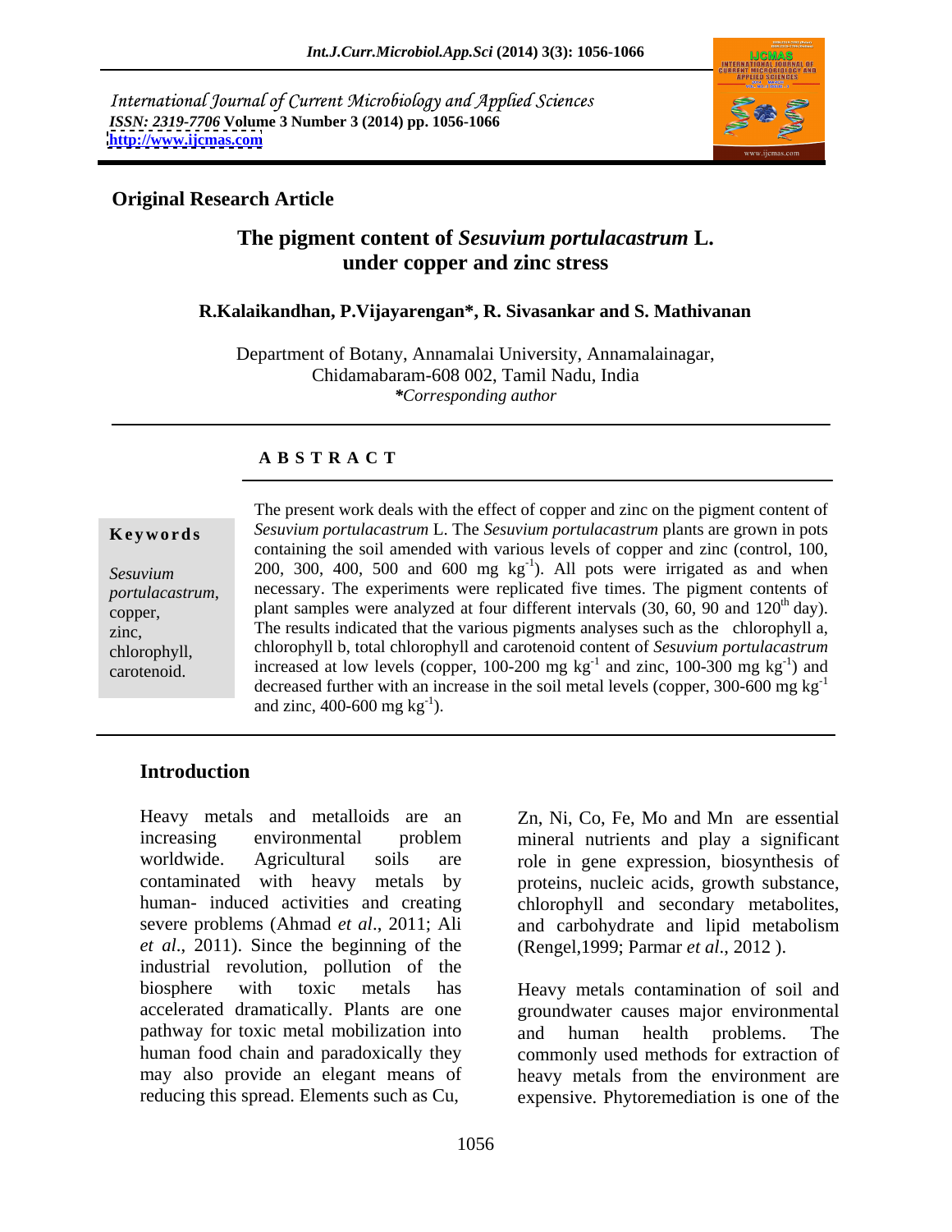International Journal of Current Microbiology and Applied Sciences
*ISSN: 2319-7706* **Volume 3 Number 3 (2014) pp. 1056-1066**
**http://www.ijcmas.com**

**Original Research Article**

# The pigment content of *Sesuvium portulacastrum* L. under copper and zinc stress

**R.Kalaikandhan, P.Vijayarengan\*, R. Sivasankar and S. Mathivanan**

Department of Botany, Annamalai University, Annamalainagar, Chidamabaram-608 002, Tamil Nadu, India
*\*Corresponding author*

## A B S T R A C T

**Keywords**

*Sesuvium portulacastrum*, copper, zinc, chlorophyll, carotenoid.

The present work deals with the effect of copper and zinc on the pigment content of *Sesuvium portulacastrum* L. The *Sesuvium portulacastrum* plants are grown in pots containing the soil amended with various levels of copper and zinc (control, 100, 200, 300, 400, 500 and 600 mg $kg^{-1}$). All pots were irrigated as and when necessary. The experiments were replicated five times. The pigment contents of plant samples were analyzed at four different intervals (30, 60, 90 and $120^{th}$ day). The results indicated that the various pigments analyses such as the chlorophyll a, chlorophyll b, total chlorophyll and carotenoid content of *Sesuvium portulacastrum* increased at low levels (copper, 100-200 mg $kg^{-1}$ and zinc, 100-300 mg $kg^{-1}$) and decreased further with an increase in the soil metal levels (copper, 300-600 mg $kg^{-1}$ and zinc, 400-600 mg $kg^{-1}$).

## Introduction

Heavy metals and metalloids are an increasing environmental problem worldwide. Agricultural soils are contaminated with heavy metals by human- induced activities and creating severe problems (Ahmad *et al*., 2011; Ali *et al*., 2011). Since the beginning of the industrial revolution, pollution of the biosphere with toxic metals has accelerated dramatically. Plants are one pathway for toxic metal mobilization into human food chain and paradoxically they may also provide an elegant means of reducing this spread. Elements such as Cu, Zn, Ni, Co, Fe, Mo and Mn are essential mineral nutrients and play a significant role in gene expression, biosynthesis of proteins, nucleic acids, growth substance, chlorophyll and secondary metabolites, and carbohydrate and lipid metabolism (Rengel,1999; Parmar *et al*., 2012 ).

Heavy metals contamination of soil and groundwater causes major environmental and human health problems. The commonly used methods for extraction of heavy metals from the environment are expensive. Phytoremediation is one of the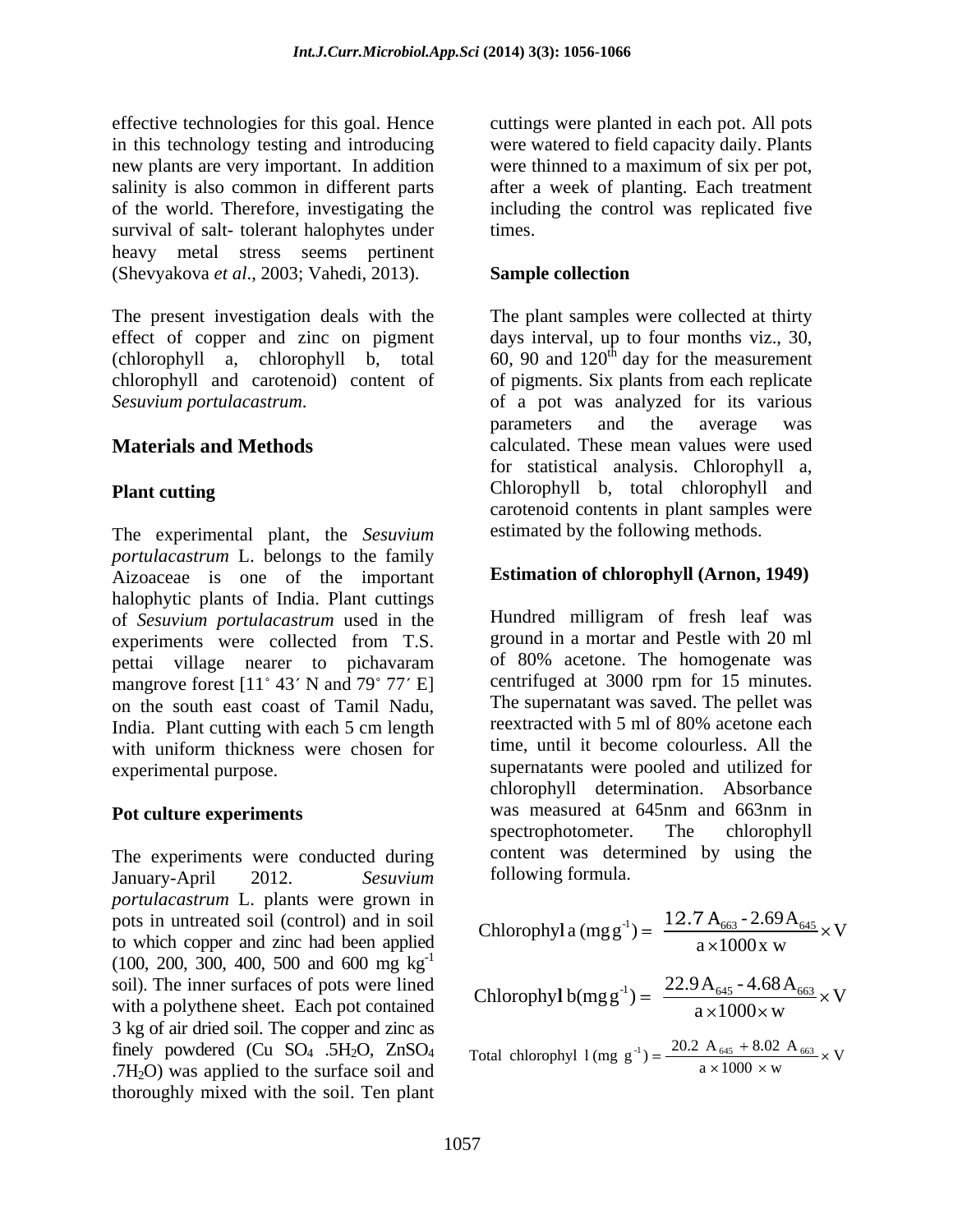effective technologies for this goal. Hence in this technology testing and introducing new plants are very important. In addition salinity is also common in different parts of the world. Therefore, investigating the survival of salt- tolerant halophytes under heavy metal stress seems pertinent (Shevyakova *et al*., 2003; Vahedi, 2013).

The present investigation deals with the effect of copper and zinc on pigment (chlorophyll a, chlorophyll b, total chlorophyll and carotenoid) content of *Sesuvium portulacastrum*.

## Materials and Methods

### Plant cutting

The experimental plant, the *Sesuvium portulacastrum* L. belongs to the family Aizoaceae is one of the important halophytic plants of India. Plant cuttings of *Sesuvium portulacastrum* used in the experiments were collected from T.S. pettai village nearer to pichavaram mangrove forest [11˚ 43′ N and 79˚ 77′ E] on the south east coast of Tamil Nadu, India. Plant cutting with each 5 cm length with uniform thickness were chosen for experimental purpose.

### Pot culture experiments

The experiments were conducted during January-April 2012. *Sesuvium portulacastrum* L. plants were grown in pots in untreated soil (control) and in soil to which copper and zinc had been applied (100, 200, 300, 400, 500 and 600 mg $kg^{-1}$ soil). The inner surfaces of pots were lined with a polythene sheet. Each pot contained 3 kg of air dried soil. The copper and zinc as finely powdered ($CuSO_4 .5H_2O$, $ZnSO_4 .7H_2O$) was applied to the surface soil and thoroughly mixed with the soil. Ten plant cuttings were planted in each pot. All pots were watered to field capacity daily. Plants were thinned to a maximum of six per pot, after a week of planting. Each treatment including the control was replicated five times.

### Sample collection

The plant samples were collected at thirty days interval, up to four months viz., 30, 60, 90 and 120th day for the measurement of pigments. Six plants from each replicate of a pot was analyzed for its various parameters and the average was calculated. These mean values were used for statistical analysis. Chlorophyll a, Chlorophyll b, total chlorophyll and carotenoid contents in plant samples were estimated by the following methods.

### Estimation of chlorophyll (Arnon, 1949)

Hundred milligram of fresh leaf was ground in a mortar and Pestle with 20 ml of 80% acetone. The homogenate was centrifuged at 3000 rpm for 15 minutes. The supernatant was saved. The pellet was reextracted with 5 ml of 80% acetone each time, until it become colourless. All the supernatants were pooled and utilized for chlorophyll determination. Absorbance was measured at 645nm and 663nm in spectrophotometer. The chlorophyll content was determined by using the following formula.

$$\text{Chlorophyll a } (\text{mg g}^{-1}) = \frac{12.7\,A_{663} - 2.69\,A_{645}}{a \times 1000 \times w} \times V$$

$$\text{Chlorophyll b} (\text{mg g}^{-1}) = \frac{22.9\,A_{645} - 4.68\,A_{663}}{a \times 1000 \times w} \times V$$

$$\text{Total chlorophyll } (\text{mg g}^{-1}) = \frac{20.2\,A_{645} + 8.02\,A_{663}}{a \times 1000 \times w} \times V$$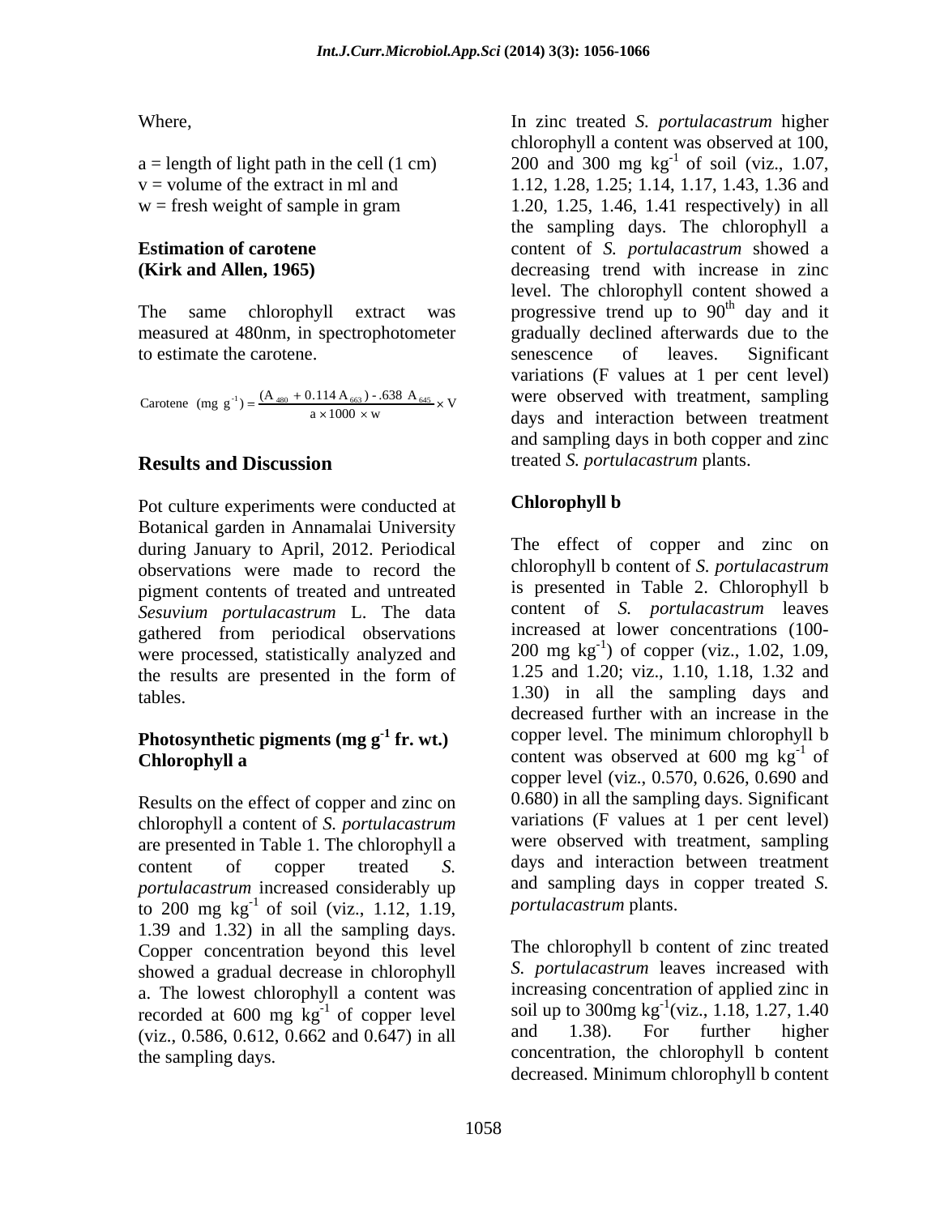Where,

a = length of light path in the cell (1 cm)
v = volume of the extract in ml and
w = fresh weight of sample in gram

**Estimation of carotene**
**(Kirk and Allen, 1965)**

The same chlorophyll extract was measured at 480nm, in spectrophotometer to estimate the carotene.

$$\text{Carotene (mg g}^{-1}) = \frac{(A_{480} + 0.114\ A_{663}) - .638\ A_{645}}{a \times 1000 \times w} \times V$$

## Results and Discussion

Pot culture experiments were conducted at Botanical garden in Annamalai University during January to April, 2012. Periodical observations were made to record the pigment contents of treated and untreated *Sesuvium portulacastrum* L. The data gathered from periodical observations were processed, statistically analyzed and the results are presented in the form of tables.

### Photosynthetic pigments (mg g$^{-1}$ fr. wt.)

### Chlorophyll a

Results on the effect of copper and zinc on chlorophyll a content of *S. portulacastrum* are presented in Table 1. The chlorophyll a content of copper treated *S. portulacastrum* increased considerably up to 200 mg kg$^{-1}$ of soil (viz., 1.12, 1.19, 1.39 and 1.32) in all the sampling days. Copper concentration beyond this level showed a gradual decrease in chlorophyll a. The lowest chlorophyll a content was recorded at 600 mg kg$^{-1}$ of copper level (viz., 0.586, 0.612, 0.662 and 0.647) in all the sampling days.

In zinc treated *S. portulacastrum* higher chlorophyll a content was observed at 100, 200 and 300 mg kg$^{-1}$ of soil (viz., 1.07, 1.12, 1.28, 1.25; 1.14, 1.17, 1.43, 1.36 and 1.20, 1.25, 1.46, 1.41 respectively) in all the sampling days. The chlorophyll a content of *S. portulacastrum* showed a decreasing trend with increase in zinc level. The chlorophyll content showed a progressive trend up to 90$^{th}$ day and it gradually declined afterwards due to the senescence of leaves. Significant variations (F values at 1 per cent level) were observed with treatment, sampling days and interaction between treatment and sampling days in both copper and zinc treated *S. portulacastrum* plants.

### Chlorophyll b

The effect of copper and zinc on chlorophyll b content of *S. portulacastrum* is presented in Table 2. Chlorophyll b content of *S. portulacastrum* leaves increased at lower concentrations (100-200 mg kg$^{-1}$) of copper (viz., 1.02, 1.09, 1.25 and 1.20; viz., 1.10, 1.18, 1.32 and 1.30) in all the sampling days and decreased further with an increase in the copper level. The minimum chlorophyll b content was observed at 600 mg kg$^{-1}$ of copper level (viz., 0.570, 0.626, 0.690 and 0.680) in all the sampling days. Significant variations (F values at 1 per cent level) were observed with treatment, sampling days and interaction between treatment and sampling days in copper treated *S. portulacastrum* plants.

The chlorophyll b content of zinc treated *S. portulacastrum* leaves increased with increasing concentration of applied zinc in soil up to 300mg kg$^{-1}$(viz., 1.18, 1.27, 1.40 and 1.38). For further higher concentration, the chlorophyll b content decreased. Minimum chlorophyll b content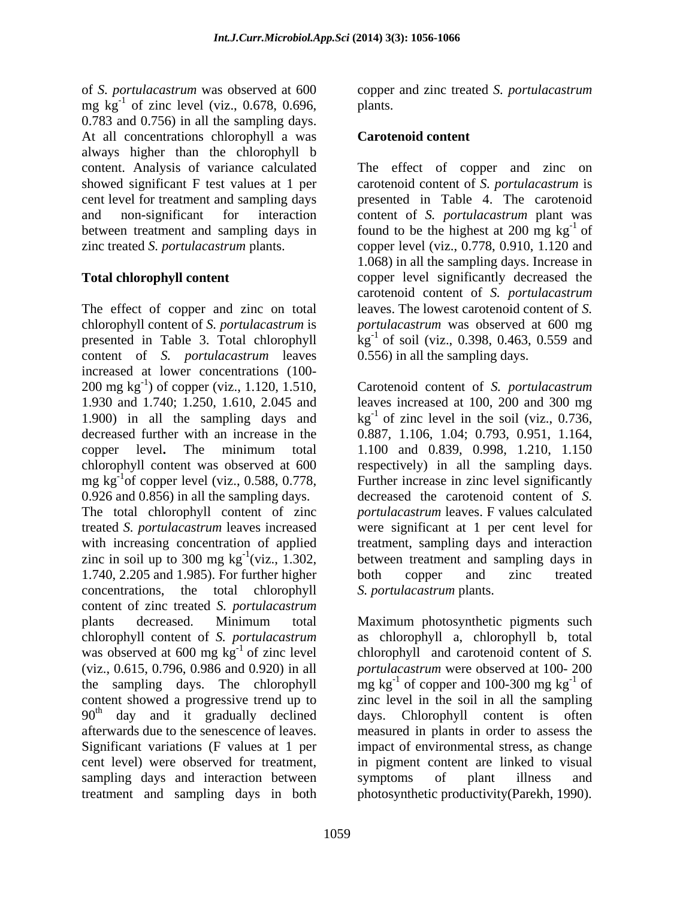of *S. portulacastrum* was observed at 600 mg $kg^{-1}$ of zinc level (viz., 0.678, 0.696, 0.783 and 0.756) in all the sampling days. At all concentrations chlorophyll a was always higher than the chlorophyll b content. Analysis of variance calculated showed significant F test values at 1 per cent level for treatment and sampling days and non-significant for interaction between treatment and sampling days in zinc treated *S. portulacastrum* plants.

### Total chlorophyll content

The effect of copper and zinc on total chlorophyll content of *S. portulacastrum* is presented in Table 3. Total chlorophyll content of *S. portulacastrum* leaves increased at lower concentrations (100-200 mg $kg^{-1}$) of copper (viz., 1.120, 1.510, 1.930 and 1.740; 1.250, 1.610, 2.045 and 1.900) in all the sampling days and decreased further with an increase in the copper level**.** The minimum total chlorophyll content was observed at 600 mg $kg^{-1}$of copper level (viz., 0.588, 0.778, 0.926 and 0.856) in all the sampling days. The total chlorophyll content of zinc treated *S. portulacastrum* leaves increased with increasing concentration of applied zinc in soil up to 300 mg $kg^{-1}$(viz., 1.302, 1.740, 2.205 and 1.985). For further higher concentrations, the total chlorophyll content of zinc treated *S. portulacastrum* plants decreased. Minimum total chlorophyll content of *S. portulacastrum* was observed at 600 mg $kg^{-1}$ of zinc level (viz., 0.615, 0.796, 0.986 and 0.920) in all the sampling days. The chlorophyll content showed a progressive trend up to 90th day and it gradually declined afterwards due to the senescence of leaves. Significant variations (F values at 1 per cent level) were observed for treatment, sampling days and interaction between treatment and sampling days in both copper and zinc treated *S. portulacastrum* plants.

### Carotenoid content

The effect of copper and zinc on carotenoid content of *S. portulacastrum* is presented in Table 4. The carotenoid content of *S. portulacastrum* plant was found to be the highest at 200 mg $kg^{-1}$ of copper level (viz., 0.778, 0.910, 1.120 and 1.068) in all the sampling days. Increase in copper level significantly decreased the carotenoid content of *S. portulacastrum* leaves. The lowest carotenoid content of *S. portulacastrum* was observed at 600 mg $kg^{-1}$ of soil (viz., 0.398, 0.463, 0.559 and 0.556) in all the sampling days.

Carotenoid content of *S. portulacastrum* leaves increased at 100, 200 and 300 mg $kg^{-1}$ of zinc level in the soil (viz., 0.736, 0.887, 1.106, 1.04; 0.793, 0.951, 1.164, 1.100 and 0.839, 0.998, 1.210, 1.150 respectively) in all the sampling days. Further increase in zinc level significantly decreased the carotenoid content of *S. portulacastrum* leaves. F values calculated were significant at 1 per cent level for treatment, sampling days and interaction between treatment and sampling days in both copper and zinc treated *S. portulacastrum* plants.

Maximum photosynthetic pigments such as chlorophyll a, chlorophyll b, total chlorophyll and carotenoid content of *S. portulacastrum* were observed at 100- 200 mg $kg^{-1}$ of copper and 100-300 mg $kg^{-1}$ of zinc level in the soil in all the sampling days. Chlorophyll content is often measured in plants in order to assess the impact of environmental stress, as change in pigment content are linked to visual symptoms of plant illness and photosynthetic productivity(Parekh, 1990).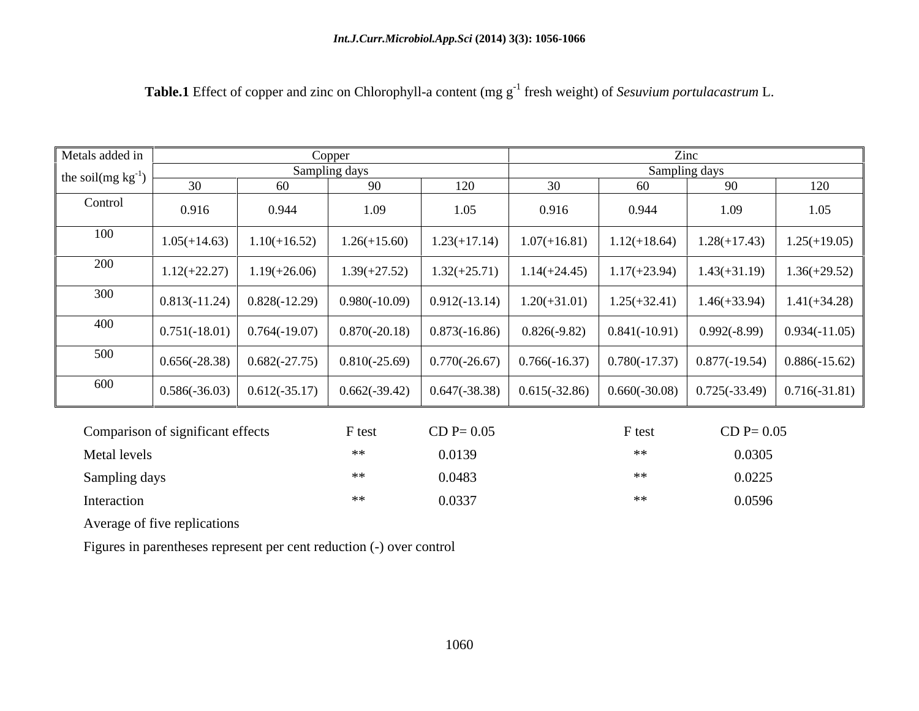**Table.1** Effect of copper and zinc on Chlorophyll-a content (mg $g^{-1}$ fresh weight) of *Sesuvium portulacastrum* L.

| Metals added in the soil(mg $kg^{-1}$) | Copper | | | | Zinc | | | |
|---|---|---|---|---|---|---|---|---|
| | Sampling days | | | | Sampling days | | | |
| | 30 | 60 | 90 | 120 | 30 | 60 | 90 | 120 |
| Control | 0.916 | 0.944 | 1.09 | 1.05 | 0.916 | 0.944 | 1.09 | 1.05 |
| 100 | 1.05(+14.63) | 1.10(+16.52) | 1.26(+15.60) | 1.23(+17.14) | 1.07(+16.81) | 1.12(+18.64) | 1.28(+17.43) | 1.25(+19.05) |
| 200 | 1.12(+22.27) | 1.19(+26.06) | 1.39(+27.52) | 1.32(+25.71) | 1.14(+24.45) | 1.17(+23.94) | 1.43(+31.19) | 1.36(+29.52) |
| 300 | 0.813(-11.24) | 0.828(-12.29) | 0.980(-10.09) | 0.912(-13.14) | 1.20(+31.01) | 1.25(+32.41) | 1.46(+33.94) | 1.41(+34.28) |
| 400 | 0.751(-18.01) | 0.764(-19.07) | 0.870(-20.18) | 0.873(-16.86) | 0.826(-9.82) | 0.841(-10.91) | 0.992(-8.99) | 0.934(-11.05) |
| 500 | 0.656(-28.38) | 0.682(-27.75) | 0.810(-25.69) | 0.770(-26.67) | 0.766(-16.37) | 0.780(-17.37) | 0.877(-19.54) | 0.886(-15.62) |
| 600 | 0.586(-36.03) | 0.612(-35.17) | 0.662(-39.42) | 0.647(-38.38) | 0.615(-32.86) | 0.660(-30.08) | 0.725(-33.49) | 0.716(-31.81) |

| Comparison of significant effects | F test | CD P= 0.05 | F test | CD P= 0.05 |
|---|---|---|---|---|
| Metal levels | ** | 0.0139 | ** | 0.0305 |
| Sampling days | ** | 0.0483 | ** | 0.0225 |
| Interaction | ** | 0.0337 | ** | 0.0596 |

Average of five replications

Figures in parentheses represent per cent reduction (-) over control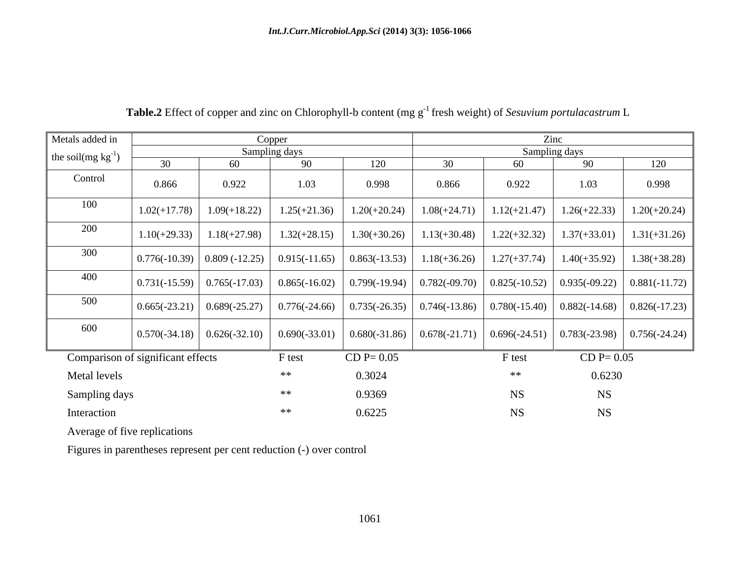**Table.2** Effect of copper and zinc on Chlorophyll-b content (mg $g^{-1}$ fresh weight) of *Sesuvium portulacastrum* L

| Metals added in the soil(mg $kg^{-1}$) | Copper | | | | Zinc | | | |
|---|---|---|---|---|---|---|---|---|
| | Sampling days | | | | Sampling days | | | |
| | 30 | 60 | 90 | 120 | 30 | 60 | 90 | 120 |
| Control | 0.866 | 0.922 | 1.03 | 0.998 | 0.866 | 0.922 | 1.03 | 0.998 |
| 100 | 1.02(+17.78) | 1.09(+18.22) | 1.25(+21.36) | 1.20(+20.24) | 1.08(+24.71) | 1.12(+21.47) | 1.26(+22.33) | 1.20(+20.24) |
| 200 | 1.10(+29.33) | 1.18(+27.98) | 1.32(+28.15) | 1.30(+30.26) | 1.13(+30.48) | 1.22(+32.32) | 1.37(+33.01) | 1.31(+31.26) |
| 300 | 0.776(-10.39) | 0.809 (-12.25) | 0.915(-11.65) | 0.863(-13.53) | 1.18(+36.26) | 1.27(+37.74) | 1.40(+35.92) | 1.38(+38.28) |
| 400 | 0.731(-15.59) | 0.765(-17.03) | 0.865(-16.02) | 0.799(-19.94) | 0.782(-09.70) | 0.825(-10.52) | 0.935(-09.22) | 0.881(-11.72) |
| 500 | 0.665(-23.21) | 0.689(-25.27) | 0.776(-24.66) | 0.735(-26.35) | 0.746(-13.86) | 0.780(-15.40) | 0.882(-14.68) | 0.826(-17.23) |
| 600 | 0.570(-34.18) | 0.626(-32.10) | 0.690(-33.01) | 0.680(-31.86) | 0.678(-21.71) | 0.696(-24.51) | 0.783(-23.98) | 0.756(-24.24) |

| Comparison of significant effects | F test | CD P= 0.05 | F test | CD P= 0.05 |
|---|---|---|---|---|
| Metal levels | ** | 0.3024 | ** | 0.6230 |
| Sampling days | ** | 0.9369 | NS | NS |
| Interaction | ** | 0.6225 | NS | NS |

Average of five replications

Figures in parentheses represent per cent reduction (-) over control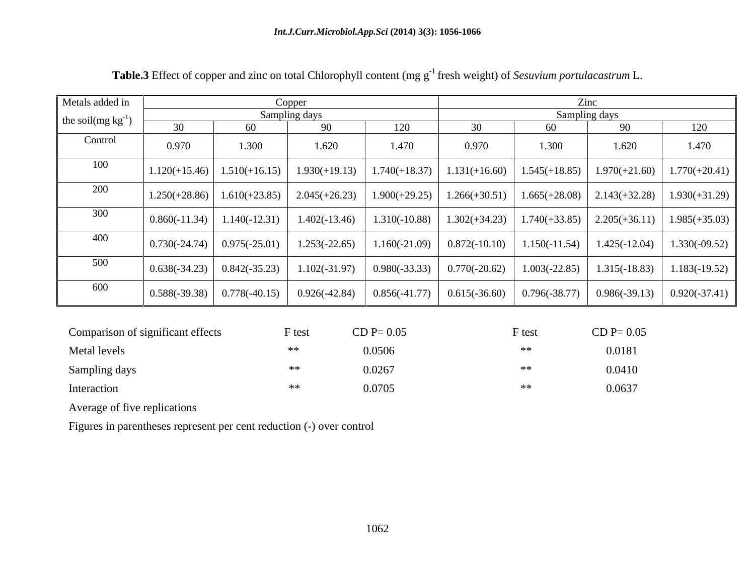**Table.3** Effect of copper and zinc on total Chlorophyll content (mg $g^{-1}$ fresh weight) of *Sesuvium portulacastrum* L.

| Metals added in the soil(mg $kg^{-1}$) | Copper | | | | Zinc | | | |
|---|---|---|---|---|---|---|---|---|
| | Sampling days | | | | Sampling days | | | |
| | 30 | 60 | 90 | 120 | 30 | 60 | 90 | 120 |
| Control | 0.970 | 1.300 | 1.620 | 1.470 | 0.970 | 1.300 | 1.620 | 1.470 |
| 100 | 1.120(+15.46) | 1.510(+16.15) | 1.930(+19.13) | 1.740(+18.37) | 1.131(+16.60) | 1.545(+18.85) | 1.970(+21.60) | 1.770(+20.41) |
| 200 | 1.250(+28.86) | 1.610(+23.85) | 2.045(+26.23) | 1.900(+29.25) | 1.266(+30.51) | 1.665(+28.08) | 2.143(+32.28) | 1.930(+31.29) |
| 300 | 0.860(-11.34) | 1.140(-12.31) | 1.402(-13.46) | 1.310(-10.88) | 1.302(+34.23) | 1.740(+33.85) | 2.205(+36.11) | 1.985(+35.03) |
| 400 | 0.730(-24.74) | 0.975(-25.01) | 1.253(-22.65) | 1.160(-21.09) | 0.872(-10.10) | 1.150(-11.54) | 1.425(-12.04) | 1.330(-09.52) |
| 500 | 0.638(-34.23) | 0.842(-35.23) | 1.102(-31.97) | 0.980(-33.33) | 0.770(-20.62) | 1.003(-22.85) | 1.315(-18.83) | 1.183(-19.52) |
| 600 | 0.588(-39.38) | 0.778(-40.15) | 0.926(-42.84) | 0.856(-41.77) | 0.615(-36.60) | 0.796(-38.77) | 0.986(-39.13) | 0.920(-37.41) |

| Comparison of significant effects | F test | CD P= 0.05 | F test | CD P= 0.05 |
|---|---|---|---|---|
| Metal levels | ** | 0.0506 | ** | 0.0181 |
| Sampling days | ** | 0.0267 | ** | 0.0410 |
| Interaction | ** | 0.0705 | ** | 0.0637 |

Average of five replications

Figures in parentheses represent per cent reduction (-) over control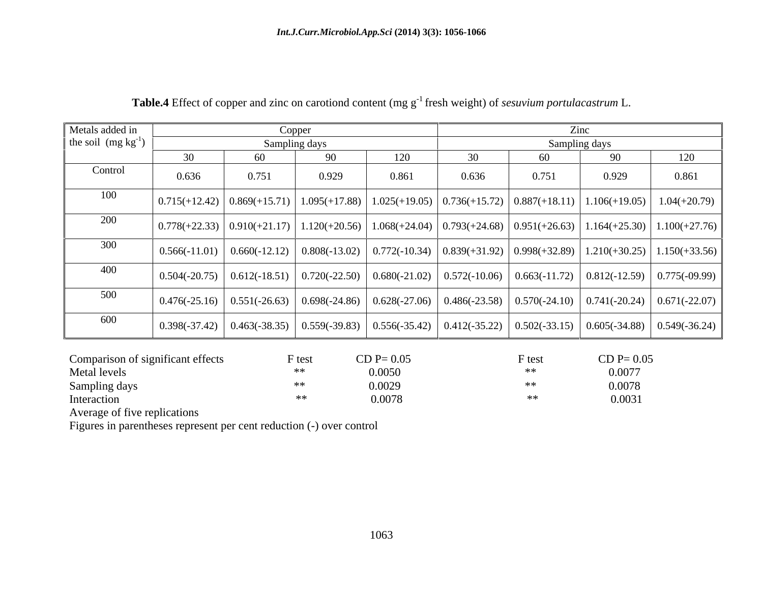**Table.4** Effect of copper and zinc on carotiond content (mg g$^{-1}$ fresh weight) of *sesuvium portulacastrum* L.

| Metals added in the soil (mg kg$^{-1}$) | Copper | | | | Zinc | | | |
|---|---|---|---|---|---|---|---|---|
| | Sampling days | | | | Sampling days | | | |
| | 30 | 60 | 90 | 120 | 30 | 60 | 90 | 120 |
| Control | 0.636 | 0.751 | 0.929 | 0.861 | 0.636 | 0.751 | 0.929 | 0.861 |
| 100 | 0.715(+12.42) | 0.869(+15.71) | 1.095(+17.88) | 1.025(+19.05) | 0.736(+15.72) | 0.887(+18.11) | 1.106(+19.05) | 1.04(+20.79) |
| 200 | 0.778(+22.33) | 0.910(+21.17) | 1.120(+20.56) | 1.068(+24.04) | 0.793(+24.68) | 0.951(+26.63) | 1.164(+25.30) | 1.100(+27.76) |
| 300 | 0.566(-11.01) | 0.660(-12.12) | 0.808(-13.02) | 0.772(-10.34) | 0.839(+31.92) | 0.998(+32.89) | 1.210(+30.25) | 1.150(+33.56) |
| 400 | 0.504(-20.75) | 0.612(-18.51) | 0.720(-22.50) | 0.680(-21.02) | 0.572(-10.06) | 0.663(-11.72) | 0.812(-12.59) | 0.775(-09.99) |
| 500 | 0.476(-25.16) | 0.551(-26.63) | 0.698(-24.86) | 0.628(-27.06) | 0.486(-23.58) | 0.570(-24.10) | 0.741(-20.24) | 0.671(-22.07) |
| 600 | 0.398(-37.42) | 0.463(-38.35) | 0.559(-39.83) | 0.556(-35.42) | 0.412(-35.22) | 0.502(-33.15) | 0.605(-34.88) | 0.549(-36.24) |

| Comparison of significant effects | F test | CD P= 0.05 | F test | CD P= 0.05 |
|---|---|---|---|---|
| Metal levels | ** | 0.0050 | ** | 0.0077 |
| Sampling days | ** | 0.0029 | ** | 0.0078 |
| Interaction | ** | 0.0078 | ** | 0.0031 |

Average of five replications

Figures in parentheses represent per cent reduction (-) over control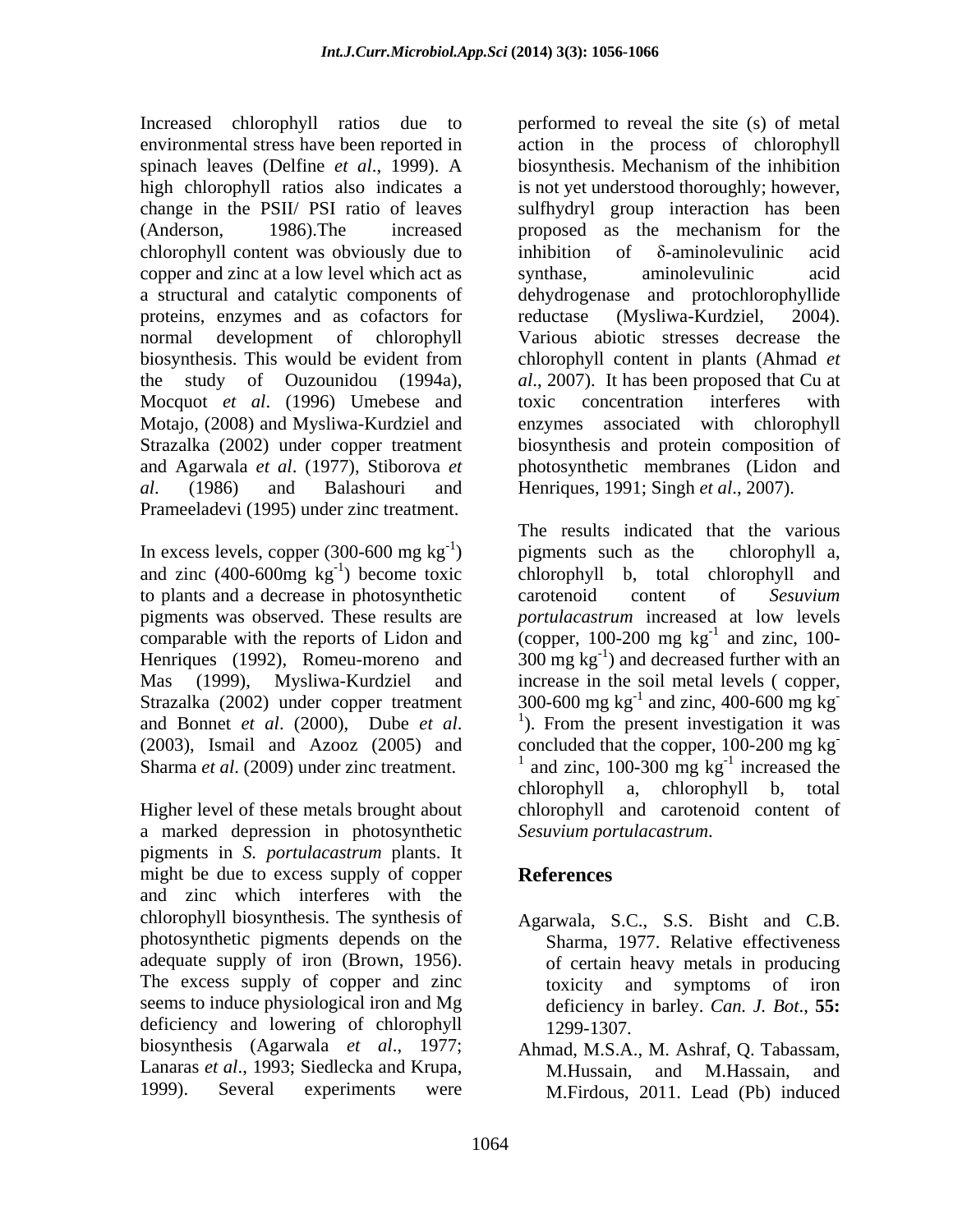Increased chlorophyll ratios due to environmental stress have been reported in spinach leaves (Delfine *et al*., 1999). A high chlorophyll ratios also indicates a change in the PSII/ PSI ratio of leaves (Anderson, 1986).The increased chlorophyll content was obviously due to copper and zinc at a low level which act as a structural and catalytic components of proteins, enzymes and as cofactors for normal development of chlorophyll biosynthesis. This would be evident from the study of Ouzounidou (1994a), Mocquot *et al*. (1996) Umebese and Motajo, (2008) and Mysliwa-Kurdziel and Strazalka (2002) under copper treatment and Agarwala *et al*. (1977), Stiborova *et al*. (1986) and Balashouri and Prameeladevi (1995) under zinc treatment.

In excess levels, copper (300-600 mg $kg^{-1}$) and zinc (400-600mg $kg^{-1}$) become toxic to plants and a decrease in photosynthetic pigments was observed. These results are comparable with the reports of Lidon and Henriques (1992), Romeu-moreno and Mas (1999), Mysliwa-Kurdziel and Strazalka (2002) under copper treatment and Bonnet *et al*. (2000), Dube *et al*. (2003), Ismail and Azooz (2005) and Sharma *et al*. (2009) under zinc treatment.

Higher level of these metals brought about a marked depression in photosynthetic pigments in *S. portulacastrum* plants. It might be due to excess supply of copper and zinc which interferes with the chlorophyll biosynthesis. The synthesis of photosynthetic pigments depends on the adequate supply of iron (Brown, 1956). The excess supply of copper and zinc seems to induce physiological iron and Mg deficiency and lowering of chlorophyll biosynthesis (Agarwala *et al*., 1977; Lanaras *et al*., 1993; Siedlecka and Krupa, 1999). Several experiments were performed to reveal the site (s) of metal action in the process of chlorophyll biosynthesis. Mechanism of the inhibition is not yet understood thoroughly; however, sulfhydryl group interaction has been proposed as the mechanism for the inhibition of δ-aminolevulinic acid synthase, aminolevulinic acid dehydrogenase and protochlorophyllide reductase (Mysliwa-Kurdziel, 2004). Various abiotic stresses decrease the chlorophyll content in plants (Ahmad *et al*., 2007). It has been proposed that Cu at toxic concentration interferes with enzymes associated with chlorophyll biosynthesis and protein composition of photosynthetic membranes (Lidon and Henriques, 1991; Singh *et al*., 2007).

The results indicated that the various pigments such as the chlorophyll a, chlorophyll b, total chlorophyll and carotenoid content of *Sesuvium portulacastrum* increased at low levels (copper, 100-200 mg $kg^{-1}$ and zinc, 100-300 mg $kg^{-1}$) and decreased further with an increase in the soil metal levels ( copper, 300-600 mg $kg^{-1}$ and zinc, 400-600 mg $kg^{-1}$). From the present investigation it was concluded that the copper, 100-200 mg $kg^{-1}$ and zinc, 100-300 mg $kg^{-1}$ increased the chlorophyll a, chlorophyll b, total chlorophyll and carotenoid content of *Sesuvium portulacastrum*.

## References

Agarwala, S.C., S.S. Bisht and C.B. Sharma, 1977. Relative effectiveness of certain heavy metals in producing toxicity and symptoms of iron deficiency in barley. *Can. J. Bot*., **55:** 1299-1307.

Ahmad, M.S.A., M. Ashraf, Q. Tabassam, M.Hussain, and M.Hassain, and M.Firdous, 2011. Lead (Pb) induced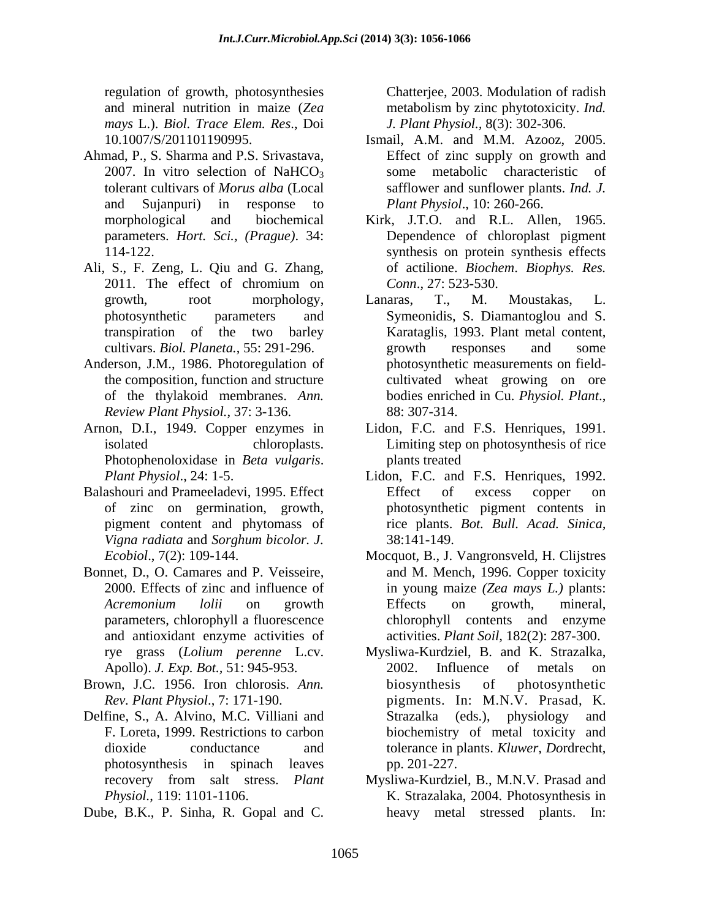regulation of growth, photosynthesies and mineral nutrition in maize (*Zea mays* L.). *Biol. Trace Elem. Res*., Doi 10.1007/S/201101190995.

Ahmad, P., S. Sharma and P.S. Srivastava, 2007. In vitro selection of $NaHCO_3$ tolerant cultivars of *Morus alba* (Local and Sujanpuri) in response to morphological and biochemical parameters. *Hort. Sci., (Prague)*. 34: 114-122.

Ali, S., F. Zeng, L. Qiu and G. Zhang, 2011. The effect of chromium on growth, root morphology, photosynthetic parameters and transpiration of the two barley cultivars. *Biol. Planeta.*, 55: 291-296.

Anderson, J.M., 1986. Photoregulation of the composition, function and structure of the thylakoid membranes. *Ann. Review Plant Physiol.*, 37: 3-136.

Arnon, D.I., 1949. Copper enzymes in isolated chloroplasts. Photophenoloxidase in *Beta vulgaris*. *Plant Physiol*., 24: 1-5.

Balashouri and Prameeladevi, 1995. Effect of zinc on germination, growth, pigment content and phytomass of *Vigna radiata* and *Sorghum bicolor. J. Ecobiol*., 7(2): 109-144.

Bonnet, D., O. Camares and P. Veisseire, 2000. Effects of zinc and influence of *Acremonium lolii* on growth parameters, chlorophyll a fluorescence and antioxidant enzyme activities of rye grass (*Lolium perenne* L.cv. Apollo). *J. Exp. Bot.*, 51: 945-953.

Brown, J.C. 1956. Iron chlorosis. *Ann. Rev. Plant Physiol*., 7: 171-190.

Delfine, S., A. Alvino, M.C. Villiani and F. Loreta, 1999. Restrictions to carbon dioxide conductance and photosynthesis in spinach leaves recovery from salt stress. *Plant Physiol.*, 119: 1101-1106.

Dube, B.K., P. Sinha, R. Gopal and C. Chatterjee, 2003. Modulation of radish metabolism by zinc phytotoxicity. *Ind. J. Plant Physiol.*, 8(3): 302-306.

Ismail, A.M. and M.M. Azooz, 2005. Effect of zinc supply on growth and some metabolic characteristic of safflower and sunflower plants. *Ind. J. Plant Physiol*., 10: 260-266.

Kirk, J.T.O. and R.L. Allen, 1965. Dependence of chloroplast pigment synthesis on protein synthesis effects of actilione. *Biochem*. *Biophys. Res. Conn*., 27: 523-530.

Lanaras, T., M. Moustakas, L. Symeonidis, S. Diamantoglou and S. Karataglis, 1993. Plant metal content, growth responses and some photosynthetic measurements on field-cultivated wheat growing on ore bodies enriched in Cu. *Physiol. Plant*., 88: 307-314.

Lidon, F.C. and F.S. Henriques, 1991. Limiting step on photosynthesis of rice plants treated

Lidon, F.C. and F.S. Henriques, 1992. Effect of excess copper on photosynthetic pigment contents in rice plants. *Bot. Bull. Acad. Sinica,* 38:141-149.

Mocquot, B., J. Vangronsveld, H. Clijstres and M. Mench, 1996. Copper toxicity in young maize *(Zea mays L.)* plants: Effects on growth, mineral, chlorophyll contents and enzyme activities. *Plant Soil,* 182(2): 287-300.

Mysliwa-Kurdziel, B. and K. Strazalka, 2002. Influence of metals on biosynthesis of photosynthetic pigments. In: M.N.V. Prasad, K. Strazalka (eds.), physiology and biochemistry of metal toxicity and tolerance in plants. *Kluwer, Do*rdrecht, pp. 201-227.

Mysliwa-Kurdziel, B., M.N.V. Prasad and K. Strazalaka, 2004. Photosynthesis in heavy metal stressed plants. In: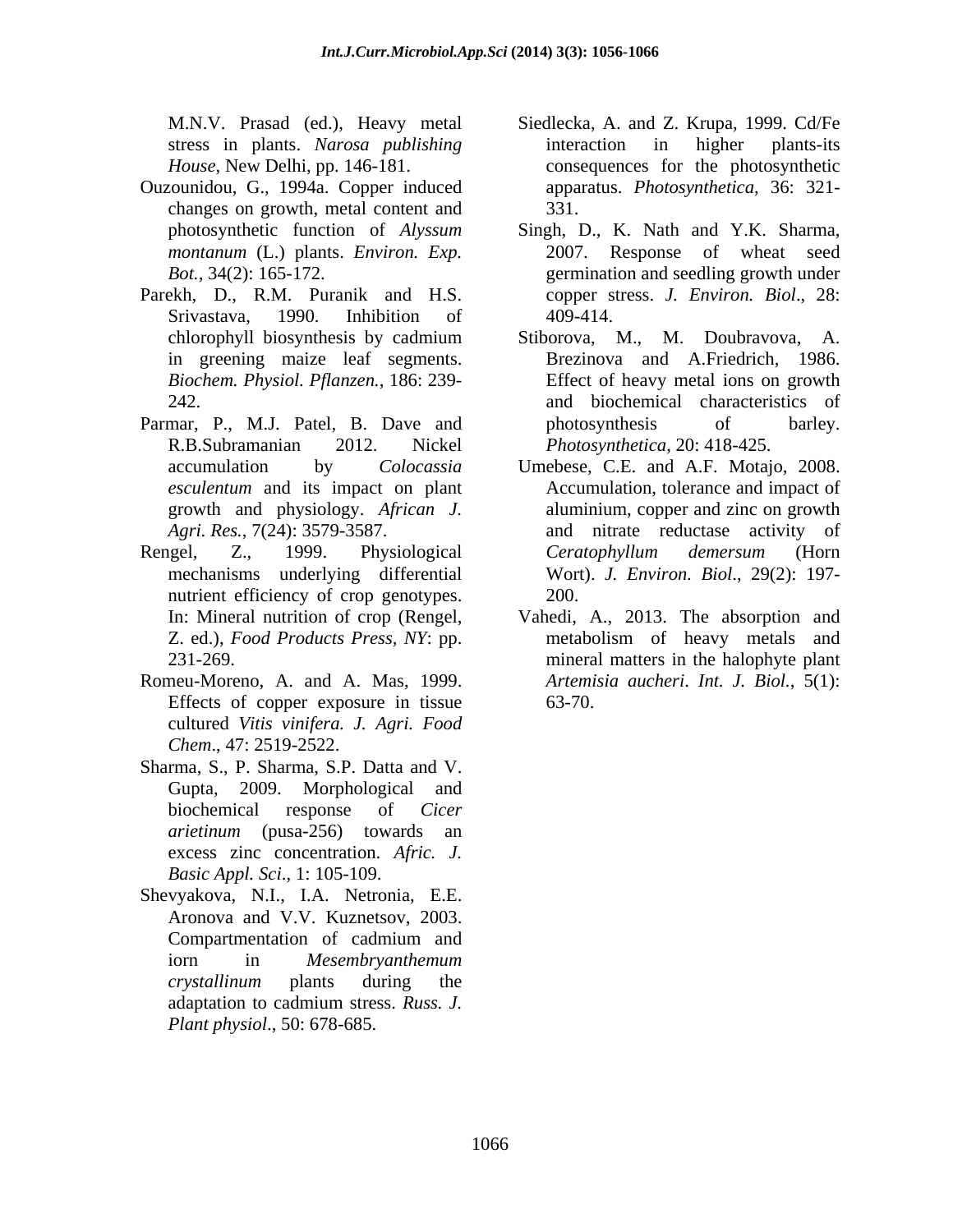M.N.V. Prasad (ed.), Heavy metal stress in plants. *Narosa publishing House*, New Delhi, pp. 146-181.

Ouzounidou, G., 1994a. Copper induced changes on growth, metal content and photosynthetic function of *Alyssum montanum* (L.) plants. *Environ. Exp. Bot.*, 34(2): 165-172.

Parekh, D., R.M. Puranik and H.S. Srivastava, 1990. Inhibition of chlorophyll biosynthesis by cadmium in greening maize leaf segments. *Biochem. Physiol. Pflanzen.*, 186: 239-242.

Parmar, P., M.J. Patel, B. Dave and R.B.Subramanian 2012. Nickel accumulation by *Colocassia esculentum* and its impact on plant growth and physiology. *African J. Agri. Res.*, 7(24): 3579-3587.

Rengel, Z., 1999. Physiological mechanisms underlying differential nutrient efficiency of crop genotypes. In: Mineral nutrition of crop (Rengel, Z. ed.), *Food Products Press, NY*: pp. 231-269.

Romeu-Moreno, A. and A. Mas, 1999. Effects of copper exposure in tissue cultured *Vitis vinifera. J. Agri. Food Chem*., 47: 2519-2522.

Sharma, S., P. Sharma, S.P. Datta and V. Gupta, 2009. Morphological and biochemical response of *Cicer arietinum* (pusa-256) towards an excess zinc concentration. *Afric. J. Basic Appl. Sci*., 1: 105-109.

Shevyakova, N.I., I.A. Netronia, E.E. Aronova and V.V. Kuznetsov, 2003. Compartmentation of cadmium and iorn in *Mesembryanthemum crystallinum* plants during the adaptation to cadmium stress. *Russ. J. Plant physiol*., 50: 678-685.

Siedlecka, A. and Z. Krupa, 1999. Cd/Fe interaction in higher plants-its consequences for the photosynthetic apparatus. *Photosynthetica*, 36: 321-331.

Singh, D., K. Nath and Y.K. Sharma, 2007. Response of wheat seed germination and seedling growth under copper stress. *J. Environ. Biol*., 28: 409-414.

Stiborova, M., M. Doubravova, A. Brezinova and A.Friedrich, 1986. Effect of heavy metal ions on growth and biochemical characteristics of photosynthesis of barley. *Photosynthetica*, 20: 418-425.

Umebese, C.E. and A.F. Motajo, 2008. Accumulation, tolerance and impact of aluminium, copper and zinc on growth and nitrate reductase activity of *Ceratophyllum demersum* (Horn Wort). *J. Environ. Biol*., 29(2): 197-200.

Vahedi, A., 2013. The absorption and metabolism of heavy metals and mineral matters in the halophyte plant *Artemisia aucheri*. *Int. J. Biol.*, 5(1): 63-70.